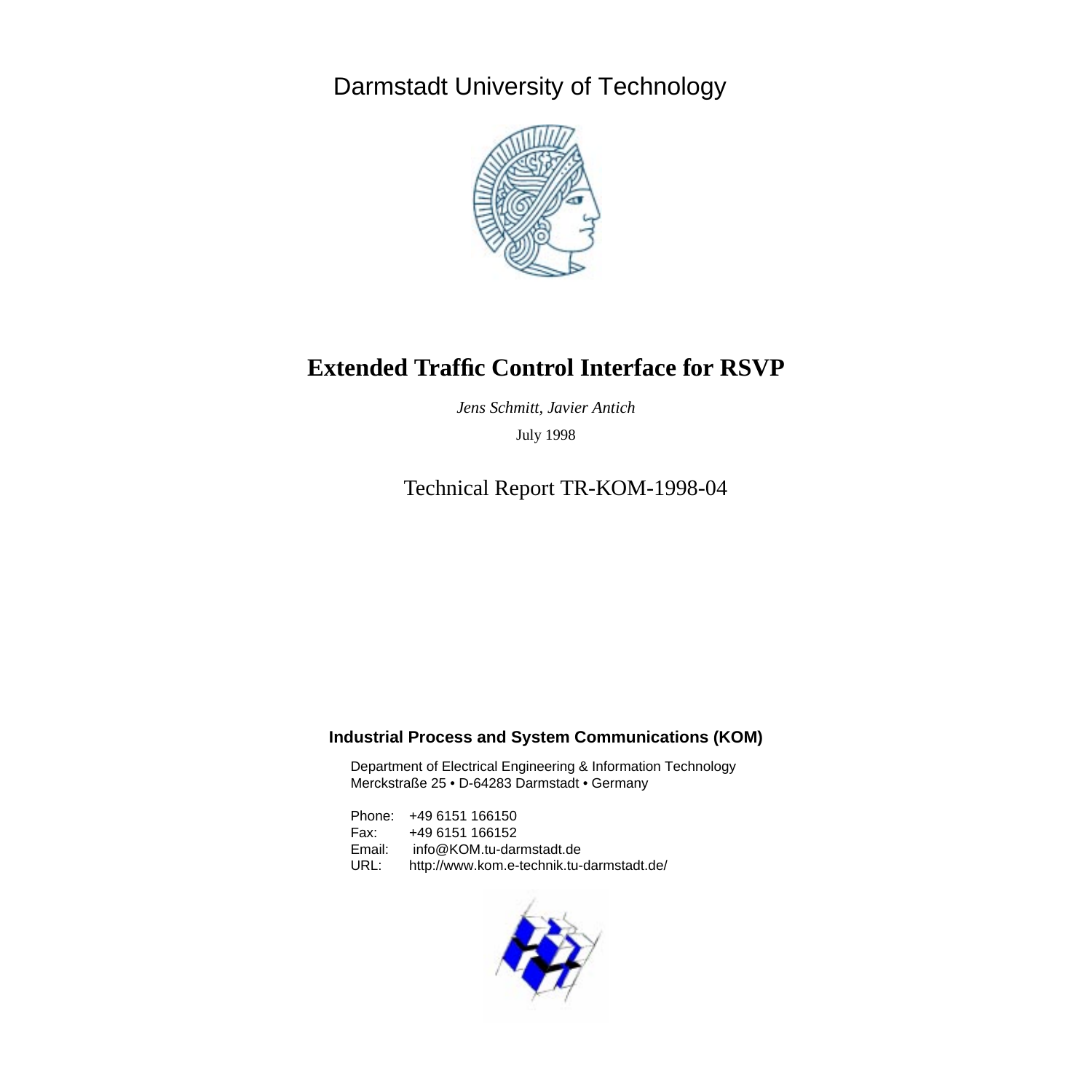Darmstadt University of Technology

# Extended Traffic Control Interface for RSVP

*Jens Schmitt, Javier Antich*

July 1998

Technical Report TR-KOM-1998-04

**Industrial Process and System Communications (KOM)**

Department of Electrical Engineering & Information Technology
Merckstraße 25 • D-64283 Darmstadt • Germany

Phone: +49 6151 166150
Fax: +49 6151 166152
Email: info@KOM.tu-darmstadt.de
URL: http://www.kom.e-technik.tu-darmstadt.de/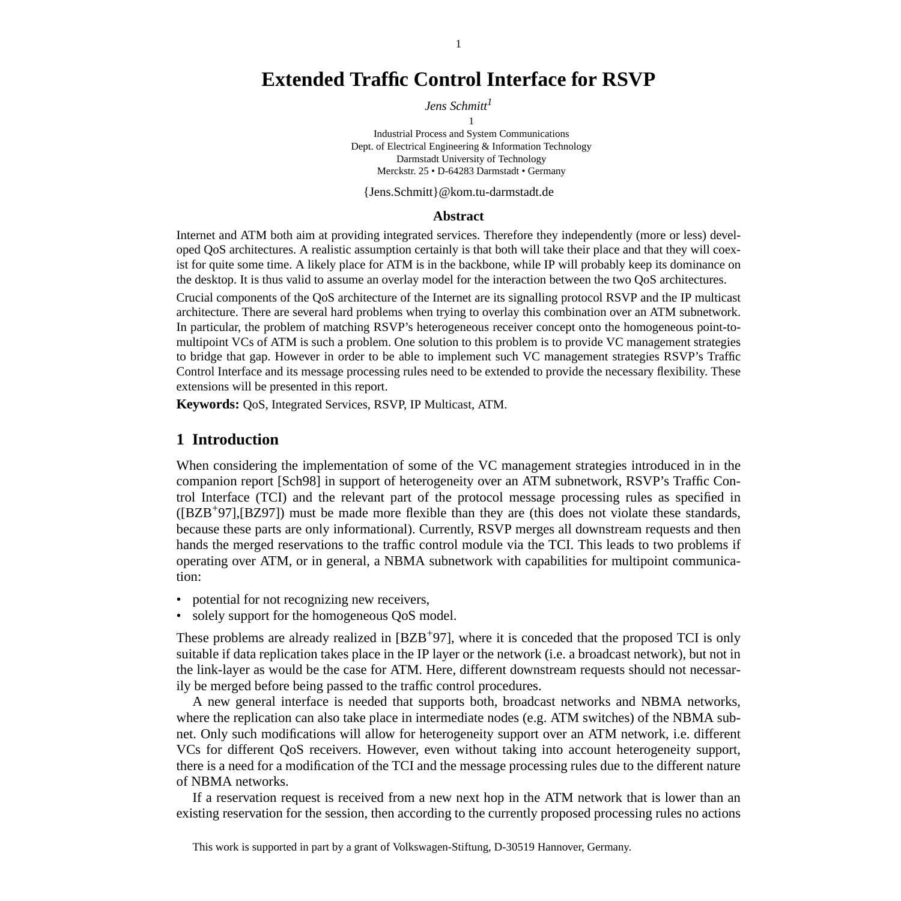# Extended Traffic Control Interface for RSVP

*Jens Schmitt*[1]

[1]

Industrial Process and System Communications
Dept. of Electrical Engineering & Information Technology
Darmstadt University of Technology
Merckstr. 25 • D-64283 Darmstadt • Germany

{Jens.Schmitt}@kom.tu-darmstadt.de

**Abstract**

Internet and ATM both aim at providing integrated services. Therefore they independently (more or less) developed QoS architectures. A realistic assumption certainly is that both will take their place and that they will coexist for quite some time. A likely place for ATM is in the backbone, while IP will probably keep its dominance on the desktop. It is thus valid to assume an overlay model for the interaction between the two QoS architectures.

Crucial components of the QoS architecture of the Internet are its signalling protocol RSVP and the IP multicast architecture. There are several hard problems when trying to overlay this combination over an ATM subnetwork. In particular, the problem of matching RSVP's heterogeneous receiver concept onto the homogeneous point-to-multipoint VCs of ATM is such a problem. One solution to this problem is to provide VC management strategies to bridge that gap. However in order to be able to implement such VC management strategies RSVP's Traffic Control Interface and its message processing rules need to be extended to provide the necessary flexibility. These extensions will be presented in this report.

**Keywords:** QoS, Integrated Services, RSVP, IP Multicast, ATM.

## 1 Introduction

When considering the implementation of some of the VC management strategies introduced in in the companion report [Sch98] in support of heterogeneity over an ATM subnetwork, RSVP's Traffic Control Interface (TCI) and the relevant part of the protocol message processing rules as specified in ([BZB+97],[BZ97]) must be made more flexible than they are (this does not violate these standards, because these parts are only informational). Currently, RSVP merges all downstream requests and then hands the merged reservations to the traffic control module via the TCI. This leads to two problems if operating over ATM, or in general, a NBMA subnetwork with capabilities for multipoint communication:

- potential for not recognizing new receivers,
- solely support for the homogeneous QoS model.

These problems are already realized in [BZB+97], where it is conceded that the proposed TCI is only suitable if data replication takes place in the IP layer or the network (i.e. a broadcast network), but not in the link-layer as would be the case for ATM. Here, different downstream requests should not necessarily be merged before being passed to the traffic control procedures.

A new general interface is needed that supports both, broadcast networks and NBMA networks, where the replication can also take place in intermediate nodes (e.g. ATM switches) of the NBMA subnet. Only such modifications will allow for heterogeneity support over an ATM network, i.e. different VCs for different QoS receivers. However, even without taking into account heterogeneity support, there is a need for a modification of the TCI and the message processing rules due to the different nature of NBMA networks.

If a reservation request is received from a new next hop in the ATM network that is lower than an existing reservation for the session, then according to the currently proposed processing rules no actions

This work is supported in part by a grant of Volkswagen-Stiftung, D-30519 Hannover, Germany.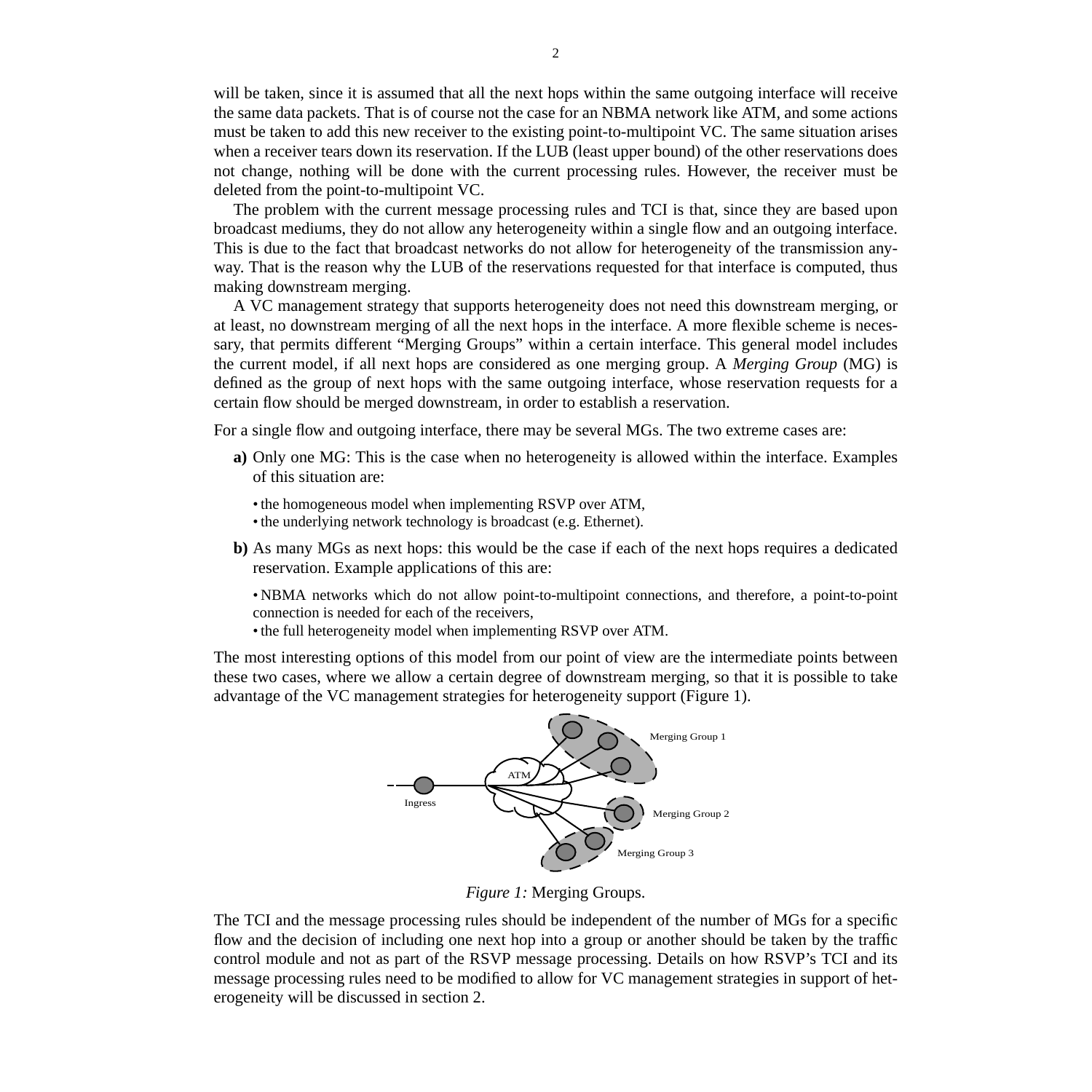will be taken, since it is assumed that all the next hops within the same outgoing interface will receive the same data packets. That is of course not the case for an NBMA network like ATM, and some actions must be taken to add this new receiver to the existing point-to-multipoint VC. The same situation arises when a receiver tears down its reservation. If the LUB (least upper bound) of the other reservations does not change, nothing will be done with the current processing rules. However, the receiver must be deleted from the point-to-multipoint VC.

The problem with the current message processing rules and TCI is that, since they are based upon broadcast mediums, they do not allow any heterogeneity within a single flow and an outgoing interface. This is due to the fact that broadcast networks do not allow for heterogeneity of the transmission anyway. That is the reason why the LUB of the reservations requested for that interface is computed, thus making downstream merging.

A VC management strategy that supports heterogeneity does not need this downstream merging, or at least, no downstream merging of all the next hops in the interface. A more flexible scheme is necessary, that permits different “Merging Groups” within a certain interface. This general model includes the current model, if all next hops are considered as one merging group. A *Merging Group* (MG) is defined as the group of next hops with the same outgoing interface, whose reservation requests for a certain flow should be merged downstream, in order to establish a reservation.

For a single flow and outgoing interface, there may be several MGs. The two extreme cases are:

**a)** Only one MG: This is the case when no heterogeneity is allowed within the interface. Examples of this situation are:

- the homogeneous model when implementing RSVP over ATM,
- the underlying network technology is broadcast (e.g. Ethernet).

**b)** As many MGs as next hops: this would be the case if each of the next hops requires a dedicated reservation. Example applications of this are:

- NBMA networks which do not allow point-to-multipoint connections, and therefore, a point-to-point connection is needed for each of the receivers,
- the full heterogeneity model when implementing RSVP over ATM.

The most interesting options of this model from our point of view are the intermediate points between these two cases, where we allow a certain degree of downstream merging, so that it is possible to take advantage of the VC management strategies for heterogeneity support (Figure 1).

*Figure 1:* Merging Groups.

The TCI and the message processing rules should be independent of the number of MGs for a specific flow and the decision of including one next hop into a group or another should be taken by the traffic control module and not as part of the RSVP message processing. Details on how RSVP’s TCI and its message processing rules need to be modified to allow for VC management strategies in support of heterogeneity will be discussed in section 2.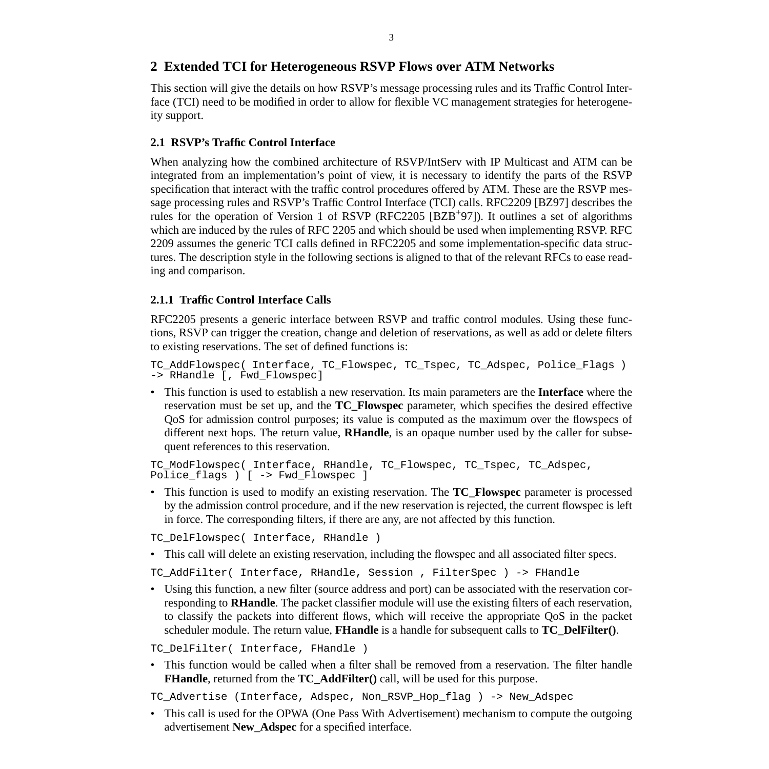## 2 Extended TCI for Heterogeneous RSVP Flows over ATM Networks

This section will give the details on how RSVP's message processing rules and its Traffic Control Interface (TCI) need to be modified in order to allow for flexible VC management strategies for heterogeneity support.

### 2.1 RSVP's Traffic Control Interface

When analyzing how the combined architecture of RSVP/IntServ with IP Multicast and ATM can be integrated from an implementation's point of view, it is necessary to identify the parts of the RSVP specification that interact with the traffic control procedures offered by ATM. These are the RSVP message processing rules and RSVP's Traffic Control Interface (TCI) calls. RFC2209 [BZ97] describes the rules for the operation of Version 1 of RSVP (RFC2205 [BZB+97]). It outlines a set of algorithms which are induced by the rules of RFC 2205 and which should be used when implementing RSVP. RFC 2209 assumes the generic TCI calls defined in RFC2205 and some implementation-specific data structures. The description style in the following sections is aligned to that of the relevant RFCs to ease reading and comparison.

#### 2.1.1 Traffic Control Interface Calls

RFC2205 presents a generic interface between RSVP and traffic control modules. Using these functions, RSVP can trigger the creation, change and deletion of reservations, as well as add or delete filters to existing reservations. The set of defined functions is:

```
TC_AddFlowspec( Interface, TC_Flowspec, TC_Tspec, TC_Adspec, Police_Flags )
-> RHandle [, Fwd_Flowspec]
```

- This function is used to establish a new reservation. Its main parameters are the **Interface** where the reservation must be set up, and the **TC_Flowspec** parameter, which specifies the desired effective QoS for admission control purposes; its value is computed as the maximum over the flowspecs of different next hops. The return value, **RHandle**, is an opaque number used by the caller for subsequent references to this reservation.

```
TC_ModFlowspec( Interface, RHandle, TC_Flowspec, TC_Tspec, TC_Adspec,
Police_flags ) [ -> Fwd_Flowspec ]
```

- This function is used to modify an existing reservation. The **TC_Flowspec** parameter is processed by the admission control procedure, and if the new reservation is rejected, the current flowspec is left in force. The corresponding filters, if there are any, are not affected by this function.

```
TC_DelFlowspec( Interface, RHandle )
```

- This call will delete an existing reservation, including the flowspec and all associated filter specs.

```
TC_AddFilter( Interface, RHandle, Session , FilterSpec ) -> FHandle
```

- Using this function, a new filter (source address and port) can be associated with the reservation corresponding to **RHandle**. The packet classifier module will use the existing filters of each reservation, to classify the packets into different flows, which will receive the appropriate QoS in the packet scheduler module. The return value, **FHandle** is a handle for subsequent calls to **TC_DelFilter()**.

```
TC_DelFilter( Interface, FHandle )
```

- This function would be called when a filter shall be removed from a reservation. The filter handle **FHandle**, returned from the **TC_AddFilter()** call, will be used for this purpose.

```
TC_Advertise (Interface, Adspec, Non_RSVP_Hop_flag ) -> New_Adspec
```

- This call is used for the OPWA (One Pass With Advertisement) mechanism to compute the outgoing advertisement **New_Adspec** for a specified interface.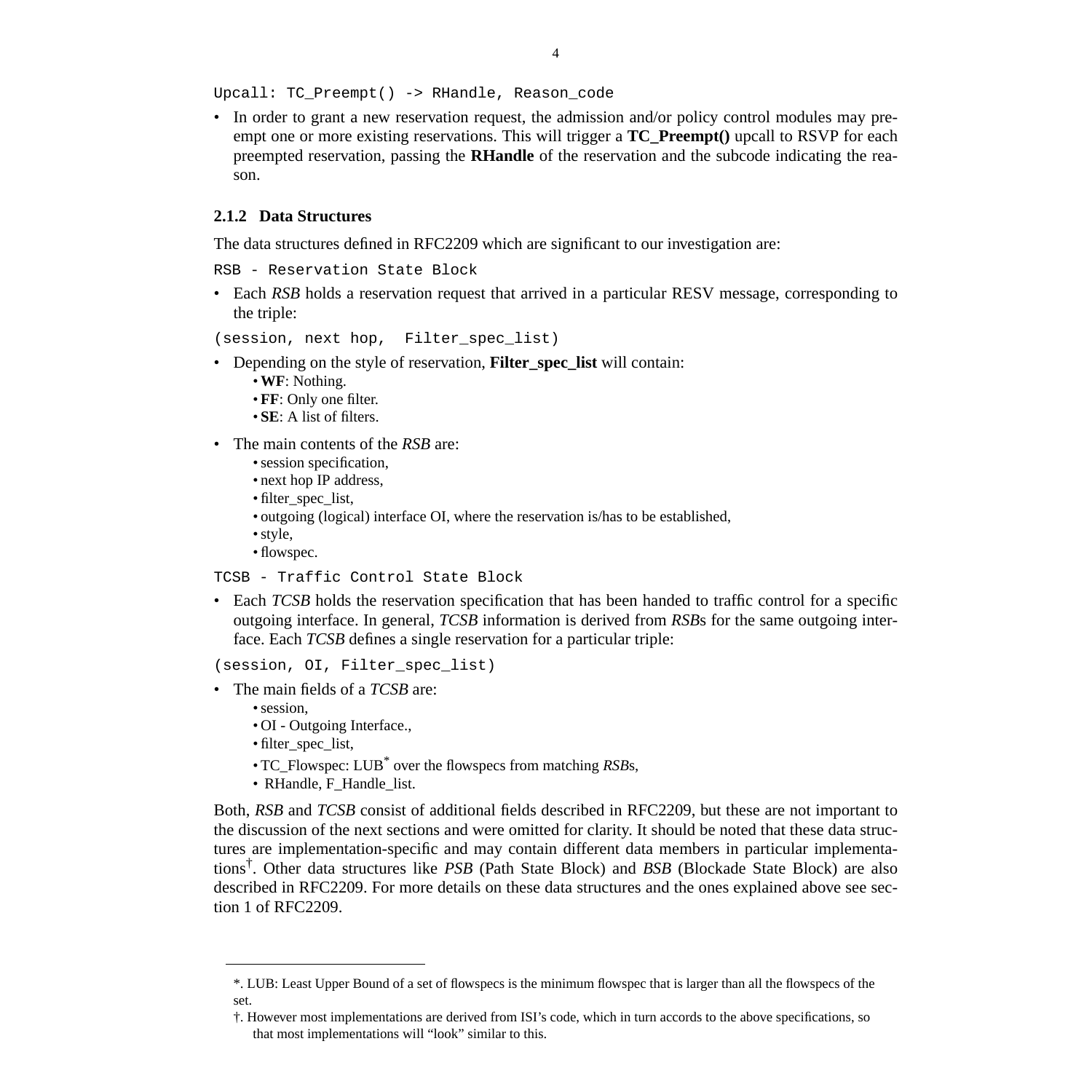```
Upcall: TC_Preempt() -> RHandle, Reason_code
```

- In order to grant a new reservation request, the admission and/or policy control modules may preempt one or more existing reservations. This will trigger a **TC_Preempt()** upcall to RSVP for each preempted reservation, passing the **RHandle** of the reservation and the subcode indicating the reason.

### 2.1.2 Data Structures

The data structures defined in RFC2209 which are significant to our investigation are:

```
RSB - Reservation State Block
```

- Each *RSB* holds a reservation request that arrived in a particular RESV message, corresponding to the triple:

```
(session, next hop,  Filter_spec_list)
```

- Depending on the style of reservation, **Filter_spec_list** will contain:
  - **WF**: Nothing.
  - **FF**: Only one filter.
  - **SE**: A list of filters.
- The main contents of the *RSB* are:
  - session specification,
  - next hop IP address,
  - filter_spec_list,
  - outgoing (logical) interface OI, where the reservation is/has to be established,
  - style,
  - flowspec.

```
TCSB - Traffic Control State Block
```

- Each *TCSB* holds the reservation specification that has been handed to traffic control for a specific outgoing interface. In general, *TCSB* information is derived from *RSB*s for the same outgoing interface. Each *TCSB* defines a single reservation for a particular triple:

```
(session, OI, Filter_spec_list)
```

- The main fields of a *TCSB* are:
  - session,
  - OI - Outgoing Interface.,
  - filter_spec_list,
  - TC_Flowspec: LUB[*] over the flowspecs from matching *RSB*s,
  - RHandle, F_Handle_list.

Both, *RSB* and *TCSB* consist of additional fields described in RFC2209, but these are not important to the discussion of the next sections and were omitted for clarity. It should be noted that these data structures are implementation-specific and may contain different data members in particular implementations[†]. Other data structures like *PSB* (Path State Block) and *BSB* (Blockade State Block) are also described in RFC2209. For more details on these data structures and the ones explained above see section 1 of RFC2209.

---

*. LUB: Least Upper Bound of a set of flowspecs is the minimum flowspec that is larger than all the flowspecs of the set.

†. However most implementations are derived from ISI's code, which in turn accords to the above specifications, so that most implementations will "look" similar to this.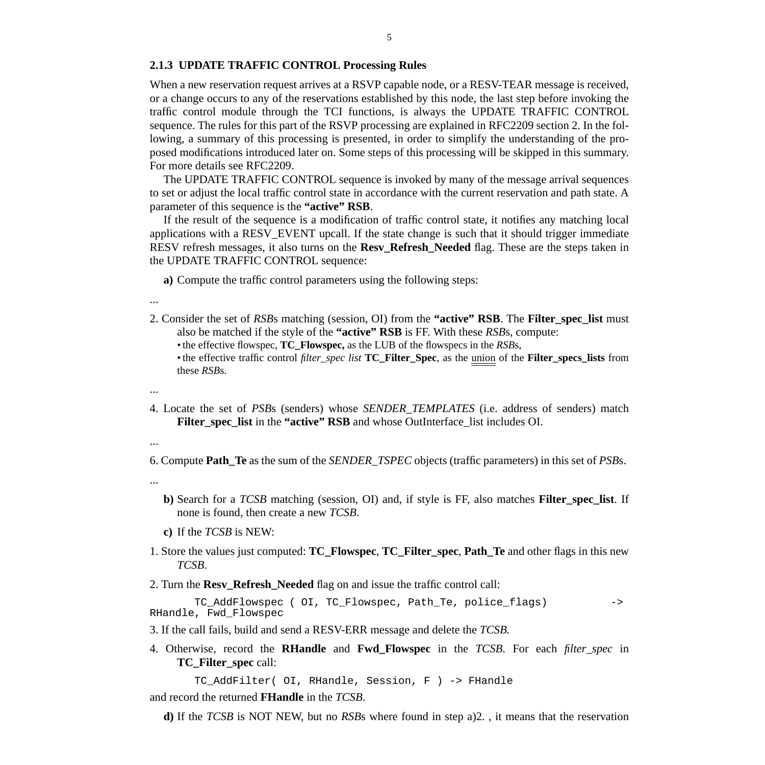### 2.1.3 UPDATE TRAFFIC CONTROL Processing Rules

When a new reservation request arrives at a RSVP capable node, or a RESV-TEAR message is received, or a change occurs to any of the reservations established by this node, the last step before invoking the traffic control module through the TCI functions, is always the UPDATE TRAFFIC CONTROL sequence. The rules for this part of the RSVP processing are explained in RFC2209 section 2. In the following, a summary of this processing is presented, in order to simplify the understanding of the proposed modifications introduced later on. Some steps of this processing will be skipped in this summary. For more details see RFC2209.

The UPDATE TRAFFIC CONTROL sequence is invoked by many of the message arrival sequences to set or adjust the local traffic control state in accordance with the current reservation and path state. A parameter of this sequence is the **"active" RSB**.

If the result of the sequence is a modification of traffic control state, it notifies any matching local applications with a RESV_EVENT upcall. If the state change is such that it should trigger immediate RESV refresh messages, it also turns on the **Resv_Refresh_Needed** flag. These are the steps taken in the UPDATE TRAFFIC CONTROL sequence:

**a)** Compute the traffic control parameters using the following steps:

...

2. Consider the set of *RSB*s matching (session, OI) from the **"active" RSB**. The **Filter_spec_list** must also be matched if the style of the **"active" RSB** is FF. With these *RSB*s, compute:
   - the effective flowspec, **TC_Flowspec,** as the LUB of the flowspecs in the *RSB*s,
   - the effective traffic control *filter_spec list* **TC_Filter_Spec**, as the union of the **Filter_specs_lists** from these *RSB*s.

...

4. Locate the set of *PSB*s (senders) whose *SENDER_TEMPLATES* (i.e. address of senders) match **Filter_spec_list** in the **"active" RSB** and whose OutInterface_list includes OI.

...

6. Compute **Path_Te** as the sum of the *SENDER_TSPEC* objects (traffic parameters) in this set of *PSB*s.

...

**b)** Search for a *TCSB* matching (session, OI) and, if style is FF, also matches **Filter_spec_list**. If none is found, then create a new *TCSB*.

**c)** If the *TCSB* is NEW:

1. Store the values just computed: **TC_Flowspec**, **TC_Filter_spec**, **Path_Te** and other flags in this new *TCSB*.

2. Turn the **Resv_Refresh_Needed** flag on and issue the traffic control call:

```
        TC_AddFlowspec ( OI, TC_Flowspec, Path_Te, police_flags)          ->
RHandle, Fwd_Flowspec
```

3. If the call fails, build and send a RESV-ERR message and delete the *TCSB*.

4. Otherwise, record the **RHandle** and **Fwd_Flowspec** in the *TCSB*. For each *filter_spec* in **TC_Filter_spec** call:

```
        TC_AddFilter( OI, RHandle, Session, F ) -> FHandle
```

and record the returned **FHandle** in the *TCSB*.

**d)** If the *TCSB* is NOT NEW, but no *RSB*s where found in step a)2. , it means that the reservation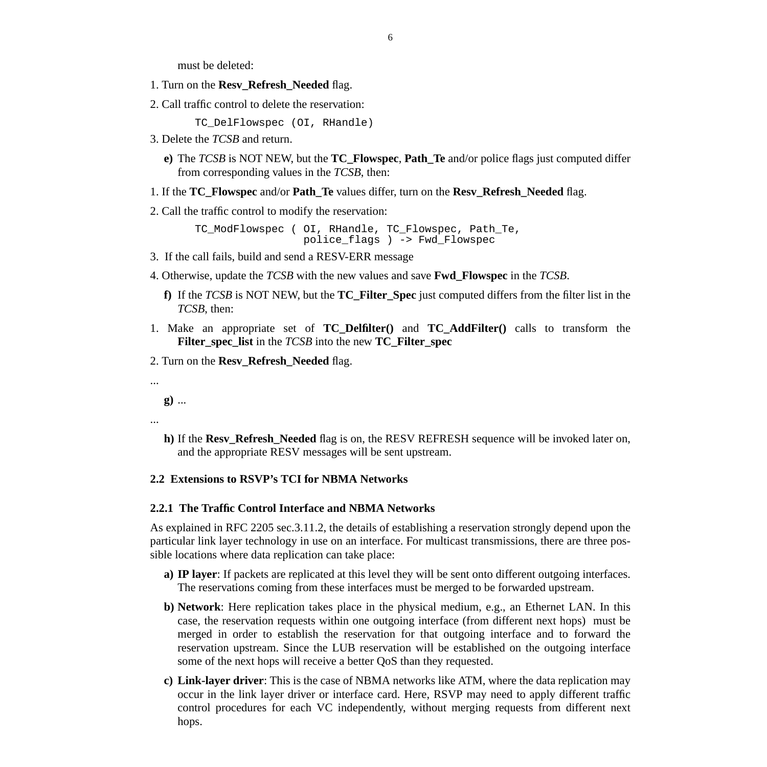must be deleted:

1. Turn on the **Resv_Refresh_Needed** flag.

2. Call traffic control to delete the reservation:

```
TC_DelFlowspec (OI, RHandle)
```

3. Delete the *TCSB* and return.

**e)** The *TCSB* is NOT NEW, but the **TC_Flowspec**, **Path_Te** and/or police flags just computed differ from corresponding values in the *TCSB*, then:

1. If the **TC_Flowspec** and/or **Path_Te** values differ, turn on the **Resv_Refresh_Needed** flag.

2. Call the traffic control to modify the reservation:

```
TC_ModFlowspec ( OI, RHandle, TC_Flowspec, Path_Te,
                 police_flags ) -> Fwd_Flowspec
```

3. If the call fails, build and send a RESV-ERR message

4. Otherwise, update the *TCSB* with the new values and save **Fwd_Flowspec** in the *TCSB*.

**f)** If the *TCSB* is NOT NEW, but the **TC_Filter_Spec** just computed differs from the filter list in the *TCSB*, then:

1. Make an appropriate set of **TC_Delfilter()** and **TC_AddFilter()** calls to transform the **Filter_spec_list** in the *TCSB* into the new **TC_Filter_spec**

2. Turn on the **Resv_Refresh_Needed** flag.

...

**g)** ...

...

**h)** If the **Resv_Refresh_Needed** flag is on, the RESV REFRESH sequence will be invoked later on, and the appropriate RESV messages will be sent upstream.

## 2.2 Extensions to RSVP's TCI for NBMA Networks

### 2.2.1 The Traffic Control Interface and NBMA Networks

As explained in RFC 2205 sec.3.11.2, the details of establishing a reservation strongly depend upon the particular link layer technology in use on an interface. For multicast transmissions, there are three possible locations where data replication can take place:

**a) IP layer**: If packets are replicated at this level they will be sent onto different outgoing interfaces. The reservations coming from these interfaces must be merged to be forwarded upstream.

**b) Network**: Here replication takes place in the physical medium, e.g., an Ethernet LAN. In this case, the reservation requests within one outgoing interface (from different next hops) must be merged in order to establish the reservation for that outgoing interface and to forward the reservation upstream. Since the LUB reservation will be established on the outgoing interface some of the next hops will receive a better QoS than they requested.

**c) Link-layer driver**: This is the case of NBMA networks like ATM, where the data replication may occur in the link layer driver or interface card. Here, RSVP may need to apply different traffic control procedures for each VC independently, without merging requests from different next hops.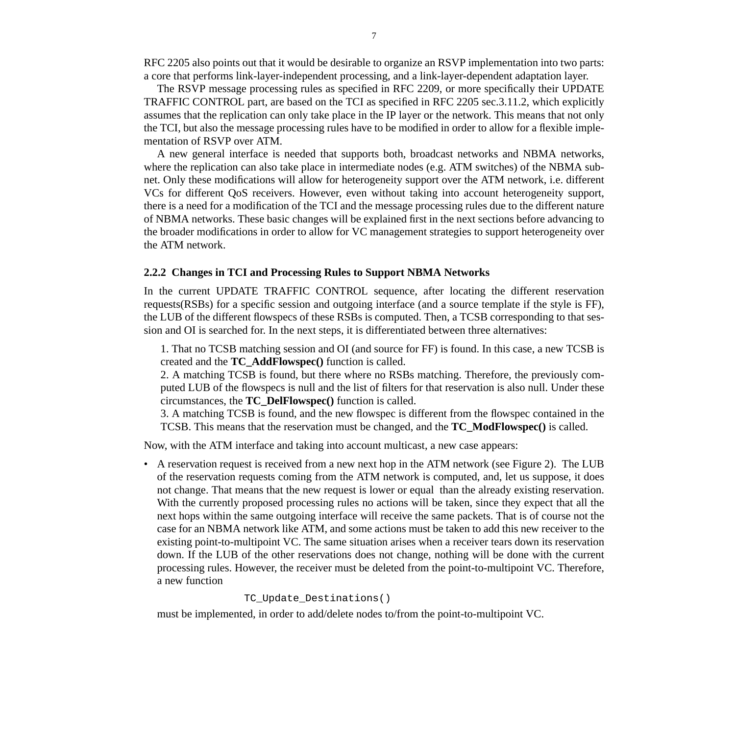RFC 2205 also points out that it would be desirable to organize an RSVP implementation into two parts: a core that performs link-layer-independent processing, and a link-layer-dependent adaptation layer.

The RSVP message processing rules as specified in RFC 2209, or more specifically their UPDATE TRAFFIC CONTROL part, are based on the TCI as specified in RFC 2205 sec.3.11.2, which explicitly assumes that the replication can only take place in the IP layer or the network. This means that not only the TCI, but also the message processing rules have to be modified in order to allow for a flexible implementation of RSVP over ATM.

A new general interface is needed that supports both, broadcast networks and NBMA networks, where the replication can also take place in intermediate nodes (e.g. ATM switches) of the NBMA subnet. Only these modifications will allow for heterogeneity support over the ATM network, i.e. different VCs for different QoS receivers. However, even without taking into account heterogeneity support, there is a need for a modification of the TCI and the message processing rules due to the different nature of NBMA networks. These basic changes will be explained first in the next sections before advancing to the broader modifications in order to allow for VC management strategies to support heterogeneity over the ATM network.

### 2.2.2 Changes in TCI and Processing Rules to Support NBMA Networks

In the current UPDATE TRAFFIC CONTROL sequence, after locating the different reservation requests(RSBs) for a specific session and outgoing interface (and a source template if the style is FF), the LUB of the different flowspecs of these RSBs is computed. Then, a TCSB corresponding to that session and OI is searched for. In the next steps, it is differentiated between three alternatives:

1. That no TCSB matching session and OI (and source for FF) is found. In this case, a new TCSB is created and the **TC_AddFlowspec()** function is called.
2. A matching TCSB is found, but there where no RSBs matching. Therefore, the previously computed LUB of the flowspecs is null and the list of filters for that reservation is also null. Under these circumstances, the **TC_DelFlowspec()** function is called.
3. A matching TCSB is found, and the new flowspec is different from the flowspec contained in the TCSB. This means that the reservation must be changed, and the **TC_ModFlowspec()** is called.

Now, with the ATM interface and taking into account multicast, a new case appears:

- A reservation request is received from a new next hop in the ATM network (see Figure 2). The LUB of the reservation requests coming from the ATM network is computed, and, let us suppose, it does not change. That means that the new request is lower or equal than the already existing reservation. With the currently proposed processing rules no actions will be taken, since they expect that all the next hops within the same outgoing interface will receive the same packets. That is of course not the case for an NBMA network like ATM, and some actions must be taken to add this new receiver to the existing point-to-multipoint VC. The same situation arises when a receiver tears down its reservation down. If the LUB of the other reservations does not change, nothing will be done with the current processing rules. However, the receiver must be deleted from the point-to-multipoint VC. Therefore, a new function

  ```
  TC_Update_Destinations()
  ```

  must be implemented, in order to add/delete nodes to/from the point-to-multipoint VC.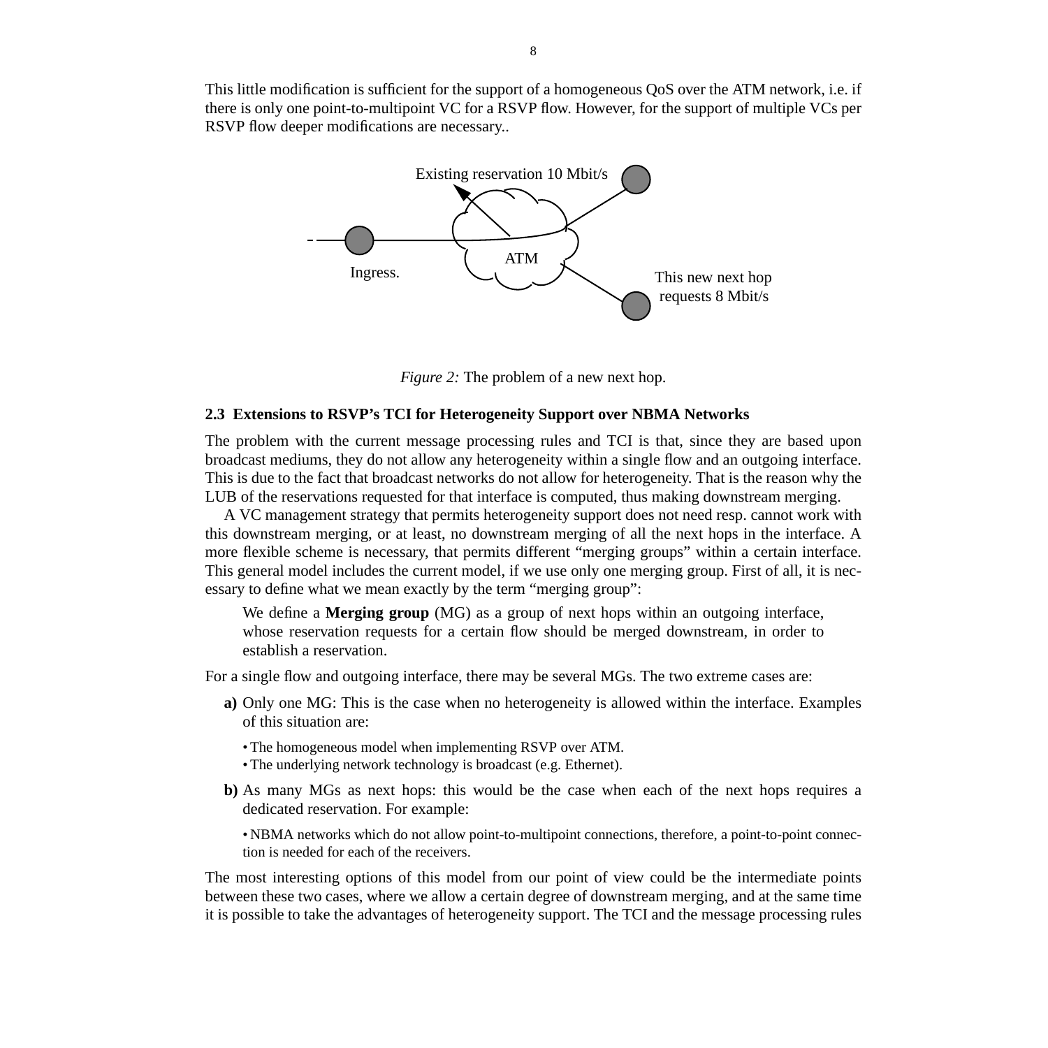This little modification is sufficient for the support of a homogeneous QoS over the ATM network, i.e. if there is only one point-to-multipoint VC for a RSVP flow. However, for the support of multiple VCs per RSVP flow deeper modifications are necessary..

Existing reservation 10 Mbit/s

ATM

Ingress.

This new next hop requests 8 Mbit/s

*Figure 2:* The problem of a new next hop.

### 2.3 Extensions to RSVP's TCI for Heterogeneity Support over NBMA Networks

The problem with the current message processing rules and TCI is that, since they are based upon broadcast mediums, they do not allow any heterogeneity within a single flow and an outgoing interface. This is due to the fact that broadcast networks do not allow for heterogeneity. That is the reason why the LUB of the reservations requested for that interface is computed, thus making downstream merging.

A VC management strategy that permits heterogeneity support does not need resp. cannot work with this downstream merging, or at least, no downstream merging of all the next hops in the interface. A more flexible scheme is necessary, that permits different "merging groups" within a certain interface. This general model includes the current model, if we use only one merging group. First of all, it is necessary to define what we mean exactly by the term "merging group":

> We define a **Merging group** (MG) as a group of next hops within an outgoing interface, whose reservation requests for a certain flow should be merged downstream, in order to establish a reservation.

For a single flow and outgoing interface, there may be several MGs. The two extreme cases are:

**a)** Only one MG: This is the case when no heterogeneity is allowed within the interface. Examples of this situation are:

- The homogeneous model when implementing RSVP over ATM.
- The underlying network technology is broadcast (e.g. Ethernet).

**b)** As many MGs as next hops: this would be the case when each of the next hops requires a dedicated reservation. For example:

- NBMA networks which do not allow point-to-multipoint connections, therefore, a point-to-point connection is needed for each of the receivers.

The most interesting options of this model from our point of view could be the intermediate points between these two cases, where we allow a certain degree of downstream merging, and at the same time it is possible to take the advantages of heterogeneity support. The TCI and the message processing rules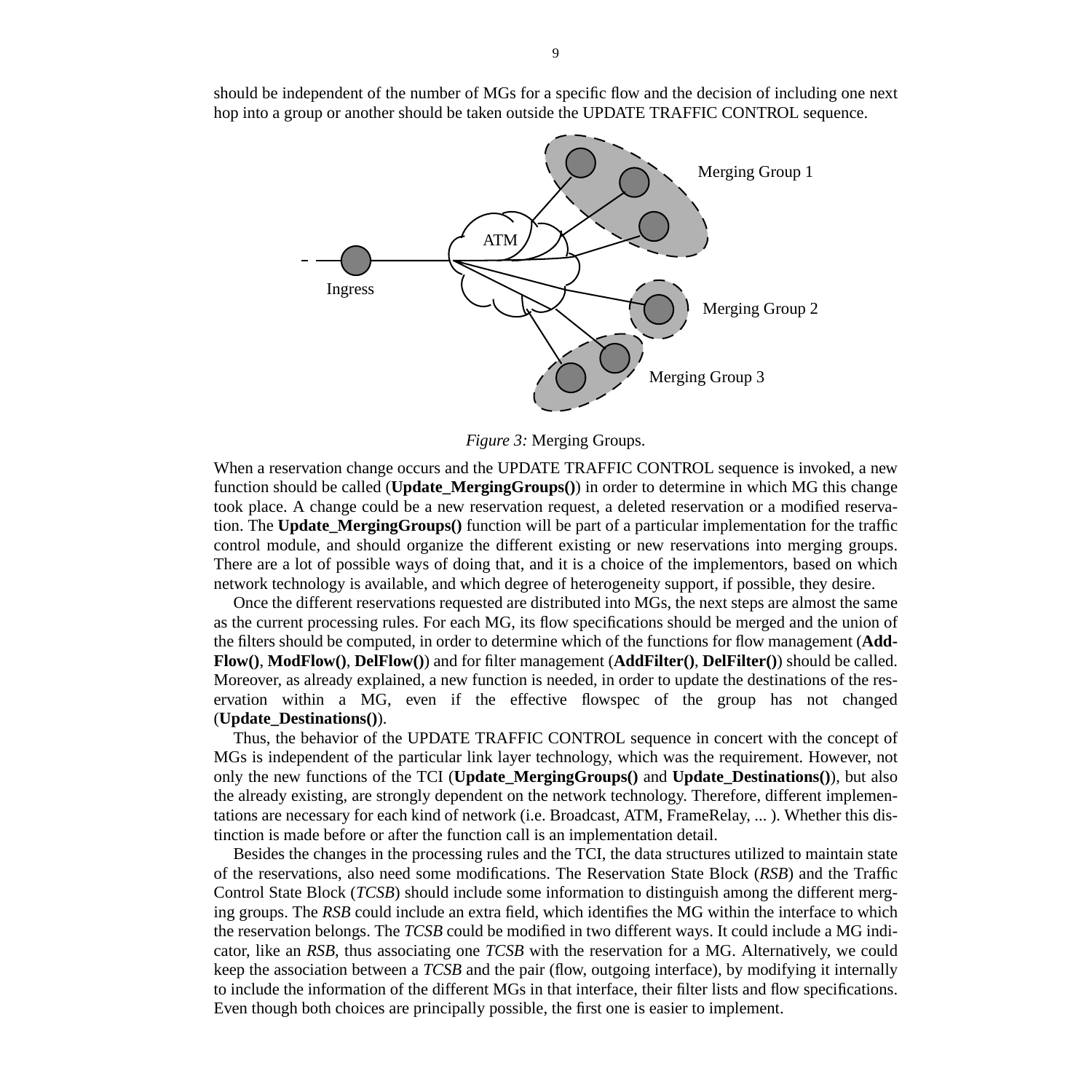should be independent of the number of MGs for a specific flow and the decision of including one next hop into a group or another should be taken outside the UPDATE TRAFFIC CONTROL sequence.

*Figure 3:* Merging Groups.

When a reservation change occurs and the UPDATE TRAFFIC CONTROL sequence is invoked, a new function should be called (**Update_MergingGroups()**) in order to determine in which MG this change took place. A change could be a new reservation request, a deleted reservation or a modified reservation. The **Update_MergingGroups()** function will be part of a particular implementation for the traffic control module, and should organize the different existing or new reservations into merging groups. There are a lot of possible ways of doing that, and it is a choice of the implementors, based on which network technology is available, and which degree of heterogeneity support, if possible, they desire.

Once the different reservations requested are distributed into MGs, the next steps are almost the same as the current processing rules. For each MG, its flow specifications should be merged and the union of the filters should be computed, in order to determine which of the functions for flow management (**AddFlow()**, **ModFlow()**, **DelFlow()**) and for filter management (**AddFilter()**, **DelFilter()**) should be called. Moreover, as already explained, a new function is needed, in order to update the destinations of the reservation within a MG, even if the effective flowspec of the group has not changed (**Update_Destinations()**).

Thus, the behavior of the UPDATE TRAFFIC CONTROL sequence in concert with the concept of MGs is independent of the particular link layer technology, which was the requirement. However, not only the new functions of the TCI (**Update_MergingGroups()** and **Update_Destinations()**), but also the already existing, are strongly dependent on the network technology. Therefore, different implementations are necessary for each kind of network (i.e. Broadcast, ATM, FrameRelay, ... ). Whether this distinction is made before or after the function call is an implementation detail.

Besides the changes in the processing rules and the TCI, the data structures utilized to maintain state of the reservations, also need some modifications. The Reservation State Block (*RSB*) and the Traffic Control State Block (*TCSB*) should include some information to distinguish among the different merging groups. The *RSB* could include an extra field, which identifies the MG within the interface to which the reservation belongs. The *TCSB* could be modified in two different ways. It could include a MG indicator, like an *RSB*, thus associating one *TCSB* with the reservation for a MG. Alternatively, we could keep the association between a *TCSB* and the pair (flow, outgoing interface), by modifying it internally to include the information of the different MGs in that interface, their filter lists and flow specifications. Even though both choices are principally possible, the first one is easier to implement.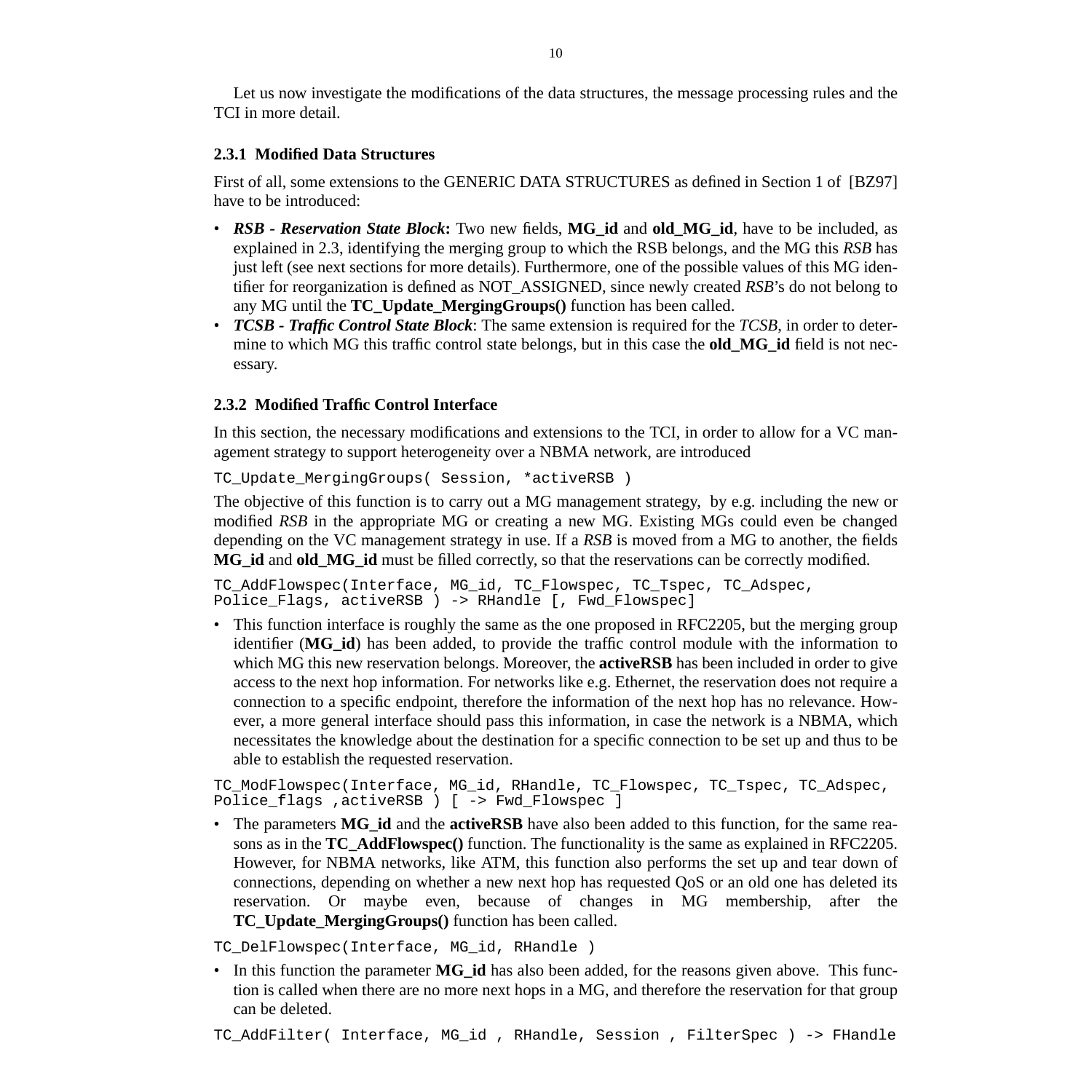Let us now investigate the modifications of the data structures, the message processing rules and the TCI in more detail.

### 2.3.1 Modified Data Structures

First of all, some extensions to the GENERIC DATA STRUCTURES as defined in Section 1 of [BZ97] have to be introduced:

- ***RSB - Reservation State Block*:** Two new fields, **MG_id** and **old_MG_id**, have to be included, as explained in 2.3, identifying the merging group to which the RSB belongs, and the MG this *RSB* has just left (see next sections for more details). Furthermore, one of the possible values of this MG identifier for reorganization is defined as NOT_ASSIGNED, since newly created *RSB*'s do not belong to any MG until the **TC_Update_MergingGroups()** function has been called.
- ***TCSB - Traffic Control State Block***: The same extension is required for the *TCSB*, in order to determine to which MG this traffic control state belongs, but in this case the **old_MG_id** field is not necessary.

### 2.3.2 Modified Traffic Control Interface

In this section, the necessary modifications and extensions to the TCI, in order to allow for a VC management strategy to support heterogeneity over a NBMA network, are introduced

```
TC_Update_MergingGroups( Session, *activeRSB )
```

The objective of this function is to carry out a MG management strategy, by e.g. including the new or modified *RSB* in the appropriate MG or creating a new MG. Existing MGs could even be changed depending on the VC management strategy in use. If a *RSB* is moved from a MG to another, the fields **MG_id** and **old_MG_id** must be filled correctly, so that the reservations can be correctly modified.

```
TC_AddFlowspec(Interface, MG_id, TC_Flowspec, TC_Tspec, TC_Adspec,
Police_Flags, activeRSB ) -> RHandle [, Fwd_Flowspec]
```

- This function interface is roughly the same as the one proposed in RFC2205, but the merging group identifier (**MG_id**) has been added, to provide the traffic control module with the information to which MG this new reservation belongs. Moreover, the **activeRSB** has been included in order to give access to the next hop information. For networks like e.g. Ethernet, the reservation does not require a connection to a specific endpoint, therefore the information of the next hop has no relevance. However, a more general interface should pass this information, in case the network is a NBMA, which necessitates the knowledge about the destination for a specific connection to be set up and thus to be able to establish the requested reservation.

```
TC_ModFlowspec(Interface, MG_id, RHandle, TC_Flowspec, TC_Tspec, TC_Adspec,
Police_flags ,activeRSB ) [ -> Fwd_Flowspec ]
```

- The parameters **MG_id** and the **activeRSB** have also been added to this function, for the same reasons as in the **TC_AddFlowspec()** function. The functionality is the same as explained in RFC2205. However, for NBMA networks, like ATM, this function also performs the set up and tear down of connections, depending on whether a new next hop has requested QoS or an old one has deleted its reservation. Or maybe even, because of changes in MG membership, after the **TC_Update_MergingGroups()** function has been called.

```
TC_DelFlowspec(Interface, MG_id, RHandle )
```

- In this function the parameter **MG_id** has also been added, for the reasons given above. This function is called when there are no more next hops in a MG, and therefore the reservation for that group can be deleted.

```
TC_AddFilter( Interface, MG_id , RHandle, Session , FilterSpec ) -> FHandle
```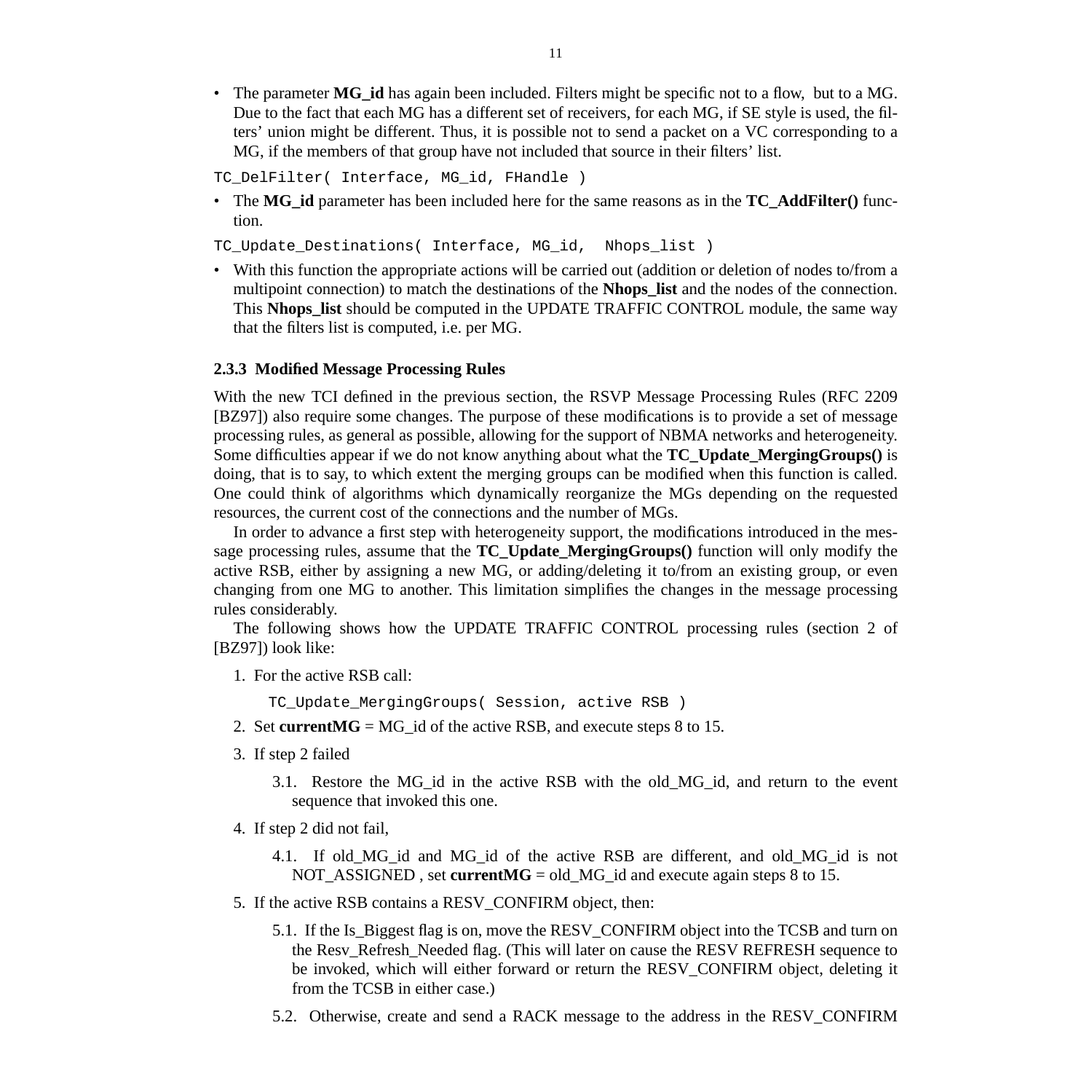- The parameter **MG_id** has again been included. Filters might be specific not to a flow, but to a MG. Due to the fact that each MG has a different set of receivers, for each MG, if SE style is used, the filters' union might be different. Thus, it is possible not to send a packet on a VC corresponding to a MG, if the members of that group have not included that source in their filters' list.

```
TC_DelFilter( Interface, MG_id, FHandle )
```

- The **MG_id** parameter has been included here for the same reasons as in the **TC_AddFilter()** function.

```
TC_Update_Destinations( Interface, MG_id,  Nhops_list )
```

- With this function the appropriate actions will be carried out (addition or deletion of nodes to/from a multipoint connection) to match the destinations of the **Nhops_list** and the nodes of the connection. This **Nhops_list** should be computed in the UPDATE TRAFFIC CONTROL module, the same way that the filters list is computed, i.e. per MG.

### 2.3.3 Modified Message Processing Rules

With the new TCI defined in the previous section, the RSVP Message Processing Rules (RFC 2209 [BZ97]) also require some changes. The purpose of these modifications is to provide a set of message processing rules, as general as possible, allowing for the support of NBMA networks and heterogeneity. Some difficulties appear if we do not know anything about what the **TC_Update_MergingGroups()** is doing, that is to say, to which extent the merging groups can be modified when this function is called. One could think of algorithms which dynamically reorganize the MGs depending on the requested resources, the current cost of the connections and the number of MGs.

In order to advance a first step with heterogeneity support, the modifications introduced in the message processing rules, assume that the **TC_Update_MergingGroups()** function will only modify the active RSB, either by assigning a new MG, or adding/deleting it to/from an existing group, or even changing from one MG to another. This limitation simplifies the changes in the message processing rules considerably.

The following shows how the UPDATE TRAFFIC CONTROL processing rules (section 2 of [BZ97]) look like:

1. For the active RSB call:

   ```
   TC_Update_MergingGroups( Session, active RSB )
   ```

2. Set **currentMG** = MG_id of the active RSB, and execute steps 8 to 15.

3. If step 2 failed

   3.1. Restore the MG_id in the active RSB with the old_MG_id, and return to the event sequence that invoked this one.

4. If step 2 did not fail,

   4.1. If old_MG_id and MG_id of the active RSB are different, and old_MG_id is not NOT_ASSIGNED , set **currentMG** = old_MG_id and execute again steps 8 to 15.

5. If the active RSB contains a RESV_CONFIRM object, then:

   5.1. If the Is_Biggest flag is on, move the RESV_CONFIRM object into the TCSB and turn on the Resv_Refresh_Needed flag. (This will later on cause the RESV REFRESH sequence to be invoked, which will either forward or return the RESV_CONFIRM object, deleting it from the TCSB in either case.)

   5.2. Otherwise, create and send a RACK message to the address in the RESV_CONFIRM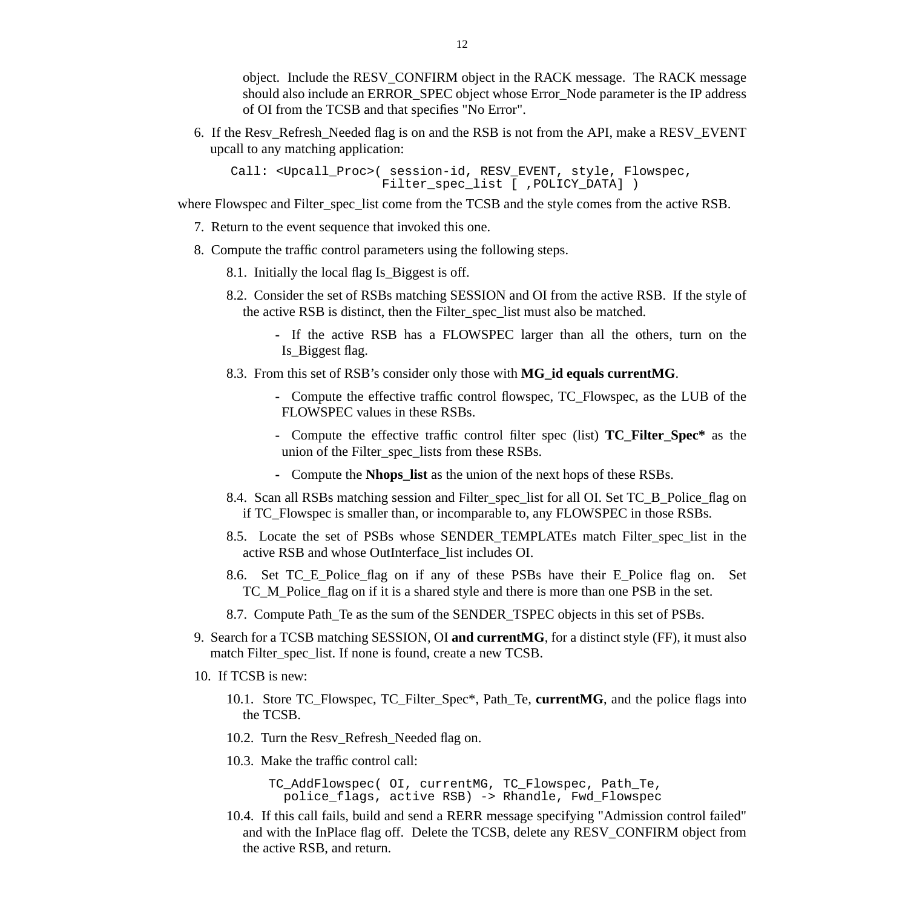object. Include the RESV_CONFIRM object in the RACK message. The RACK message should also include an ERROR_SPEC object whose Error_Node parameter is the IP address of OI from the TCSB and that specifies "No Error".

6. If the Resv_Refresh_Needed flag is on and the RSB is not from the API, make a RESV_EVENT upcall to any matching application:

```
Call: <Upcall_Proc>( session-id, RESV_EVENT, style, Flowspec,
                     Filter_spec_list [ ,POLICY_DATA] )
```

where Flowspec and Filter_spec_list come from the TCSB and the style comes from the active RSB.

7. Return to the event sequence that invoked this one.

8. Compute the traffic control parameters using the following steps.

   8.1. Initially the local flag Is_Biggest is off.

   8.2. Consider the set of RSBs matching SESSION and OI from the active RSB. If the style of the active RSB is distinct, then the Filter_spec_list must also be matched.

      - If the active RSB has a FLOWSPEC larger than all the others, turn on the Is_Biggest flag.

   8.3. From this set of RSB's consider only those with **MG_id equals currentMG**.

      - Compute the effective traffic control flowspec, TC_Flowspec, as the LUB of the FLOWSPEC values in these RSBs.

      - Compute the effective traffic control filter spec (list) **TC_Filter_Spec*** as the union of the Filter_spec_lists from these RSBs.

      - Compute the **Nhops_list** as the union of the next hops of these RSBs.

   8.4. Scan all RSBs matching session and Filter_spec_list for all OI. Set TC_B_Police_flag on if TC_Flowspec is smaller than, or incomparable to, any FLOWSPEC in those RSBs.

   8.5. Locate the set of PSBs whose SENDER_TEMPLATEs match Filter_spec_list in the active RSB and whose OutInterface_list includes OI.

   8.6. Set TC_E_Police_flag on if any of these PSBs have their E_Police flag on. Set TC_M_Police_flag on if it is a shared style and there is more than one PSB in the set.

   8.7. Compute Path_Te as the sum of the SENDER_TSPEC objects in this set of PSBs.

9. Search for a TCSB matching SESSION, OI **and currentMG**, for a distinct style (FF), it must also match Filter_spec_list. If none is found, create a new TCSB.

10. If TCSB is new:

   10.1. Store TC_Flowspec, TC_Filter_Spec*, Path_Te, **currentMG**, and the police flags into the TCSB.

   10.2. Turn the Resv_Refresh_Needed flag on.

   10.3. Make the traffic control call:

```
TC_AddFlowspec( OI, currentMG, TC_Flowspec, Path_Te,
  police_flags, active RSB) -> Rhandle, Fwd_Flowspec
```

   10.4. If this call fails, build and send a RERR message specifying "Admission control failed" and with the InPlace flag off. Delete the TCSB, delete any RESV_CONFIRM object from the active RSB, and return.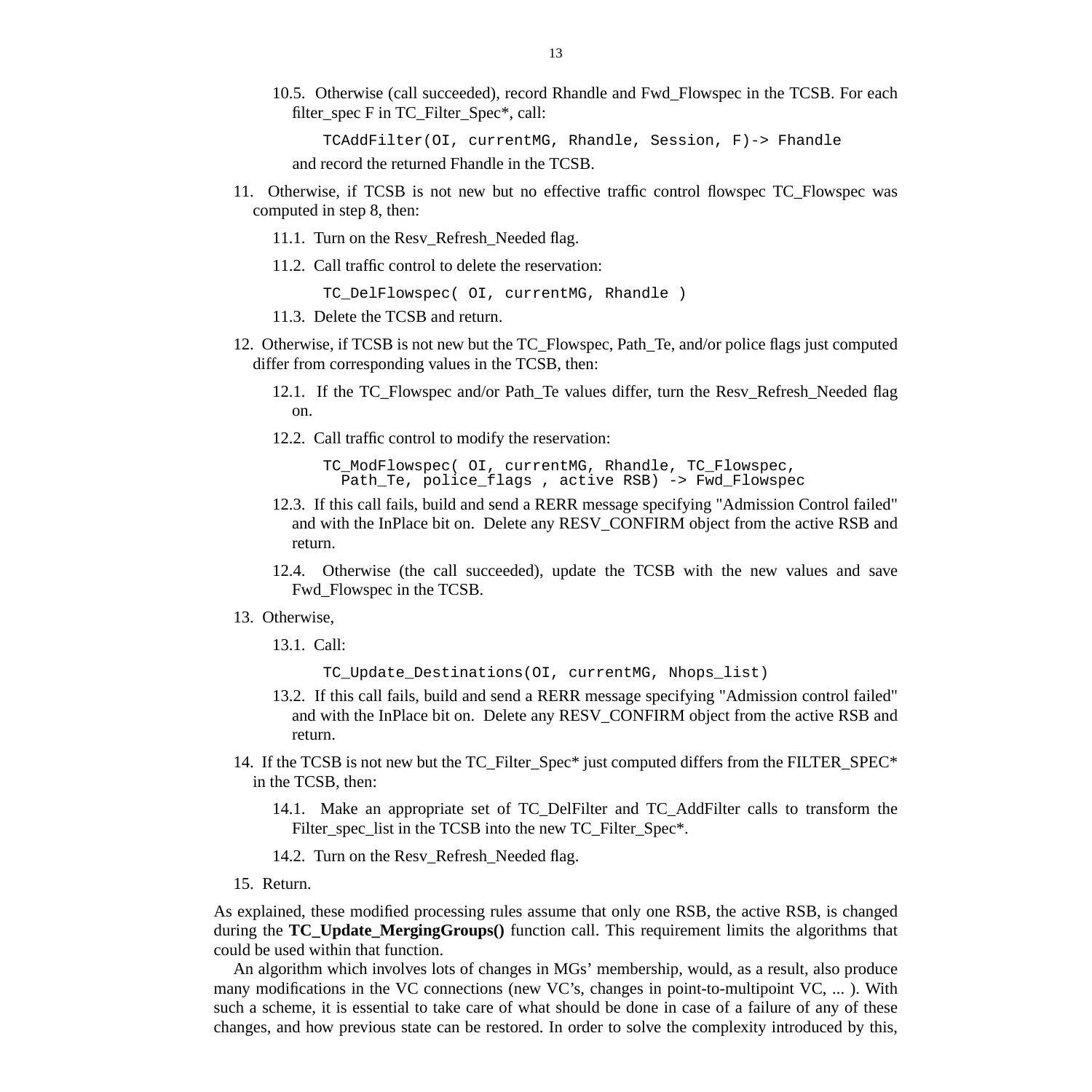10.5. Otherwise (call succeeded), record Rhandle and Fwd_Flowspec in the TCSB. For each filter_spec F in TC_Filter_Spec*, call:

```
TCAddFilter(OI, currentMG, Rhandle, Session, F)-> Fhandle
```

and record the returned Fhandle in the TCSB.

11. Otherwise, if TCSB is not new but no effective traffic control flowspec TC_Flowspec was computed in step 8, then:

    11.1. Turn on the Resv_Refresh_Needed flag.

    11.2. Call traffic control to delete the reservation:

    ```
    TC_DelFlowspec( OI, currentMG, Rhandle )
    ```

    11.3. Delete the TCSB and return.

12. Otherwise, if TCSB is not new but the TC_Flowspec, Path_Te, and/or police flags just computed differ from corresponding values in the TCSB, then:

    12.1. If the TC_Flowspec and/or Path_Te values differ, turn the Resv_Refresh_Needed flag on.

    12.2. Call traffic control to modify the reservation:

    ```
    TC_ModFlowspec( OI, currentMG, Rhandle, TC_Flowspec,
      Path_Te, police_flags , active RSB) -> Fwd_Flowspec
    ```

    12.3. If this call fails, build and send a RERR message specifying "Admission Control failed" and with the InPlace bit on. Delete any RESV_CONFIRM object from the active RSB and return.

    12.4. Otherwise (the call succeeded), update the TCSB with the new values and save Fwd_Flowspec in the TCSB.

13. Otherwise,

    13.1. Call:

    ```
    TC_Update_Destinations(OI, currentMG, Nhops_list)
    ```

    13.2. If this call fails, build and send a RERR message specifying "Admission control failed" and with the InPlace bit on. Delete any RESV_CONFIRM object from the active RSB and return.

14. If the TCSB is not new but the TC_Filter_Spec* just computed differs from the FILTER_SPEC* in the TCSB, then:

    14.1. Make an appropriate set of TC_DelFilter and TC_AddFilter calls to transform the Filter_spec_list in the TCSB into the new TC_Filter_Spec*.

    14.2. Turn on the Resv_Refresh_Needed flag.

15. Return.

As explained, these modified processing rules assume that only one RSB, the active RSB, is changed during the **TC_Update_MergingGroups()** function call. This requirement limits the algorithms that could be used within that function.

An algorithm which involves lots of changes in MGs' membership, would, as a result, also produce many modifications in the VC connections (new VC's, changes in point-to-multipoint VC, ... ). With such a scheme, it is essential to take care of what should be done in case of a failure of any of these changes, and how previous state can be restored. In order to solve the complexity introduced by this,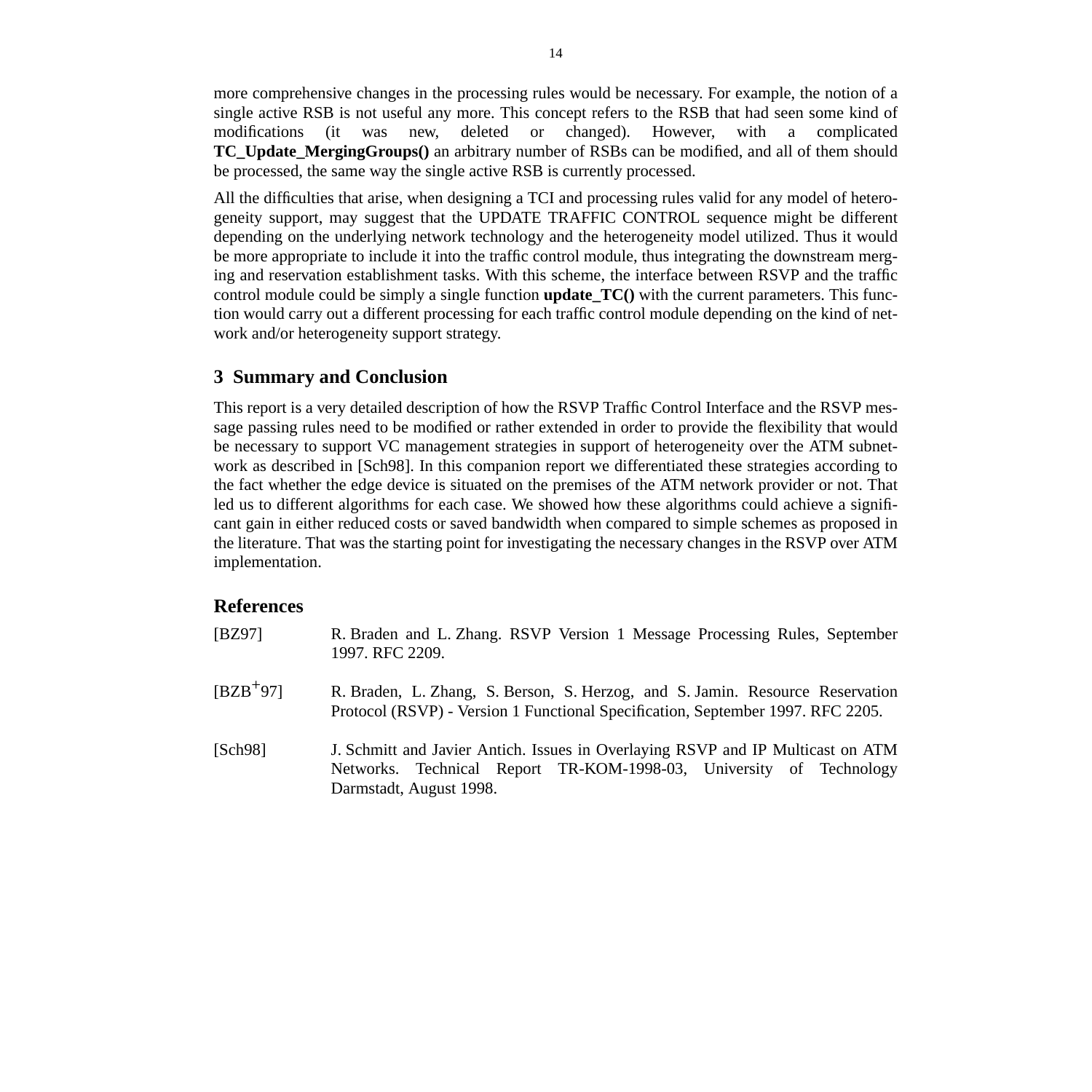more comprehensive changes in the processing rules would be necessary. For example, the notion of a single active RSB is not useful any more. This concept refers to the RSB that had seen some kind of modifications (it was new, deleted or changed). However, with a complicated **TC_Update_MergingGroups()** an arbitrary number of RSBs can be modified, and all of them should be processed, the same way the single active RSB is currently processed.

All the difficulties that arise, when designing a TCI and processing rules valid for any model of heterogeneity support, may suggest that the UPDATE TRAFFIC CONTROL sequence might be different depending on the underlying network technology and the heterogeneity model utilized. Thus it would be more appropriate to include it into the traffic control module, thus integrating the downstream merging and reservation establishment tasks. With this scheme, the interface between RSVP and the traffic control module could be simply a single function **update_TC()** with the current parameters. This function would carry out a different processing for each traffic control module depending on the kind of network and/or heterogeneity support strategy.

## 3 Summary and Conclusion

This report is a very detailed description of how the RSVP Traffic Control Interface and the RSVP message passing rules need to be modified or rather extended in order to provide the flexibility that would be necessary to support VC management strategies in support of heterogeneity over the ATM subnetwork as described in [Sch98]. In this companion report we differentiated these strategies according to the fact whether the edge device is situated on the premises of the ATM network provider or not. That led us to different algorithms for each case. We showed how these algorithms could achieve a significant gain in either reduced costs or saved bandwidth when compared to simple schemes as proposed in the literature. That was the starting point for investigating the necessary changes in the RSVP over ATM implementation.

## References

[BZ97] R. Braden and L. Zhang. RSVP Version 1 Message Processing Rules, September 1997. RFC 2209.

[BZB+97] R. Braden, L. Zhang, S. Berson, S. Herzog, and S. Jamin. Resource Reservation Protocol (RSVP) - Version 1 Functional Specification, September 1997. RFC 2205.

[Sch98] J. Schmitt and Javier Antich. Issues in Overlaying RSVP and IP Multicast on ATM Networks. Technical Report TR-KOM-1998-03, University of Technology Darmstadt, August 1998.